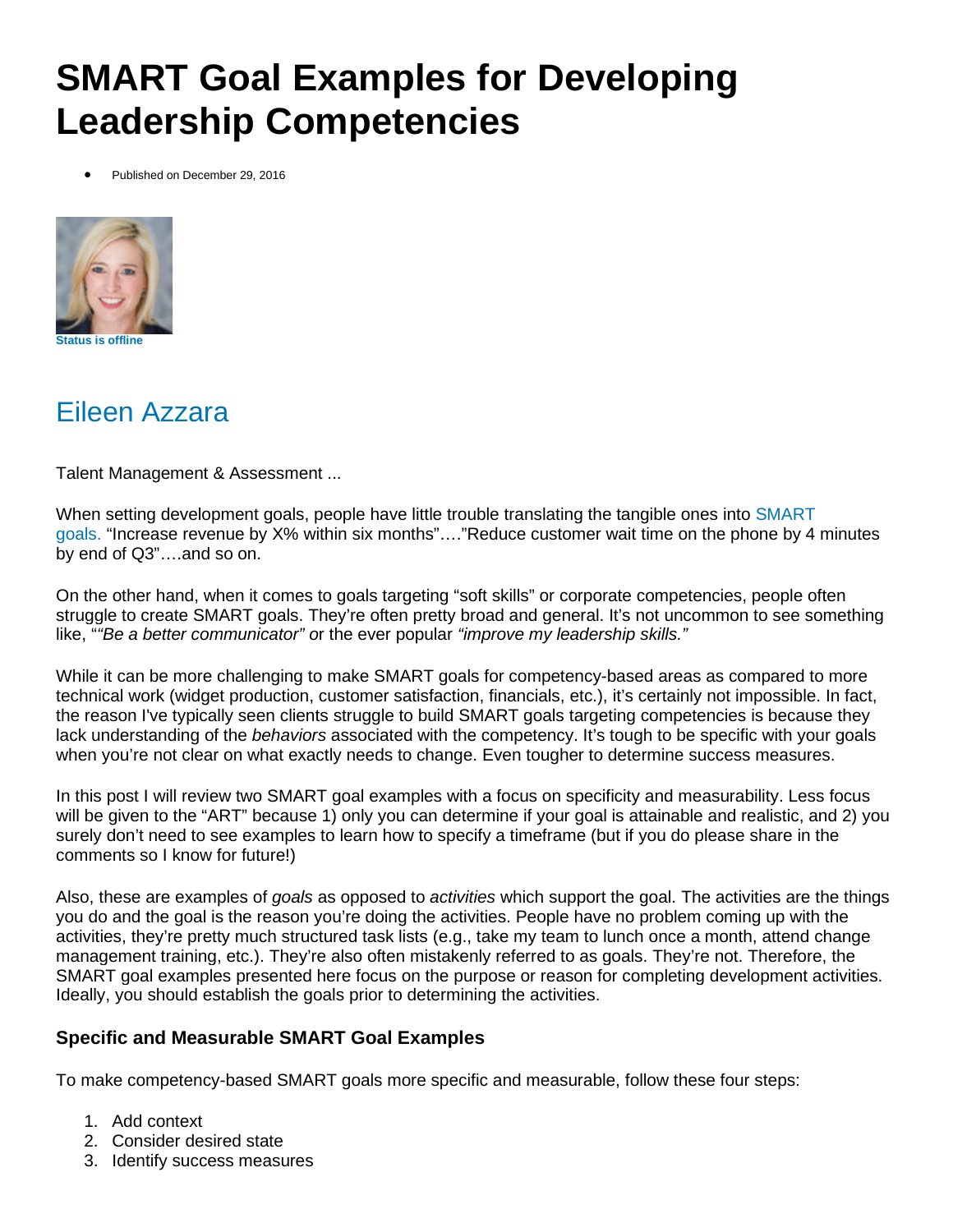# SMART Goal Examples for Developing Leadership Competencies

- Published on December 29, 2016

Status is offline

## Eileen Azzara

Talent Management & Assessment ...

When setting development goals, people have little trouble translating the tangible ones into SMART goals. "Increase revenue by X% within six months"…."Reduce customer wait time on the phone by 4 minutes by end of Q3"….and so on.

On the other hand, when it comes to goals targeting "soft skills" or corporate competencies, people often struggle to create SMART goals. They're often pretty broad and general. It's not uncommon to see something like, "*"Be a better communicator"* or the ever popular *"improve my leadership skills."*

While it can be more challenging to make SMART goals for competency-based areas as compared to more technical work (widget production, customer satisfaction, financials, etc.), it's certainly not impossible. In fact, the reason I've typically seen clients struggle to build SMART goals targeting competencies is because they lack understanding of the *behaviors* associated with the competency. It's tough to be specific with your goals when you're not clear on what exactly needs to change. Even tougher to determine success measures.

In this post I will review two SMART goal examples with a focus on specificity and measurability. Less focus will be given to the "ART" because 1) only you can determine if your goal is attainable and realistic, and 2) you surely don't need to see examples to learn how to specify a timeframe (but if you do please share in the comments so I know for future!)

Also, these are examples of *goals* as opposed to *activities* which support the goal. The activities are the things you do and the goal is the reason you're doing the activities. People have no problem coming up with the activities, they're pretty much structured task lists (e.g., take my team to lunch once a month, attend change management training, etc.). They're also often mistakenly referred to as goals. They're not. Therefore, the SMART goal examples presented here focus on the purpose or reason for completing development activities. Ideally, you should establish the goals prior to determining the activities.

### Specific and Measurable SMART Goal Examples

To make competency-based SMART goals more specific and measurable, follow these four steps:

1. Add context
2. Consider desired state
3. Identify success measures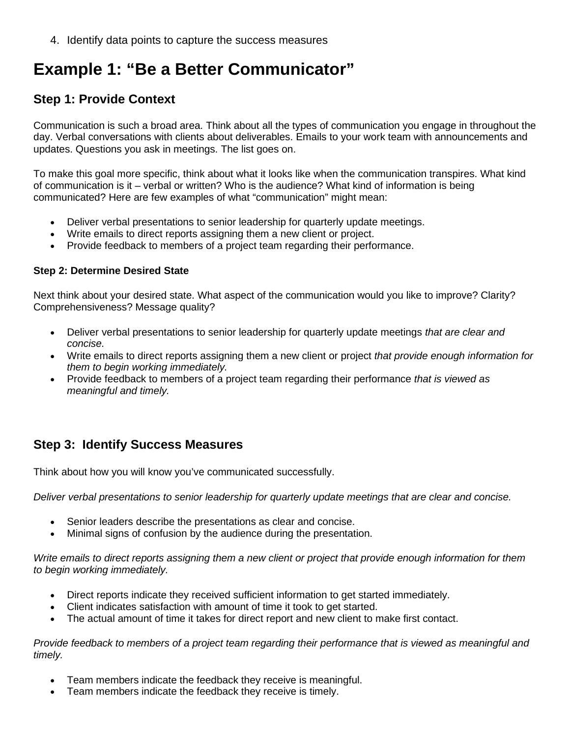4. Identify data points to capture the success measures

# Example 1: "Be a Better Communicator"

## Step 1: Provide Context

Communication is such a broad area. Think about all the types of communication you engage in throughout the day. Verbal conversations with clients about deliverables. Emails to your work team with announcements and updates. Questions you ask in meetings. The list goes on.

To make this goal more specific, think about what it looks like when the communication transpires. What kind of communication is it – verbal or written? Who is the audience? What kind of information is being communicated? Here are few examples of what "communication" might mean:

- Deliver verbal presentations to senior leadership for quarterly update meetings.
- Write emails to direct reports assigning them a new client or project.
- Provide feedback to members of a project team regarding their performance.

### Step 2: Determine Desired State

Next think about your desired state. What aspect of the communication would you like to improve? Clarity? Comprehensiveness? Message quality?

- Deliver verbal presentations to senior leadership for quarterly update meetings *that are clear and concise.*
- Write emails to direct reports assigning them a new client or project *that provide enough information for them to begin working immediately.*
- Provide feedback to members of a project team regarding their performance *that is viewed as meaningful and timely.*

## Step 3: Identify Success Measures

Think about how you will know you've communicated successfully.

*Deliver verbal presentations to senior leadership for quarterly update meetings that are clear and concise.*

- Senior leaders describe the presentations as clear and concise.
- Minimal signs of confusion by the audience during the presentation.

*Write emails to direct reports assigning them a new client or project that provide enough information for them to begin working immediately.*

- Direct reports indicate they received sufficient information to get started immediately.
- Client indicates satisfaction with amount of time it took to get started.
- The actual amount of time it takes for direct report and new client to make first contact.

*Provide feedback to members of a project team regarding their performance that is viewed as meaningful and timely.*

- Team members indicate the feedback they receive is meaningful.
- Team members indicate the feedback they receive is timely.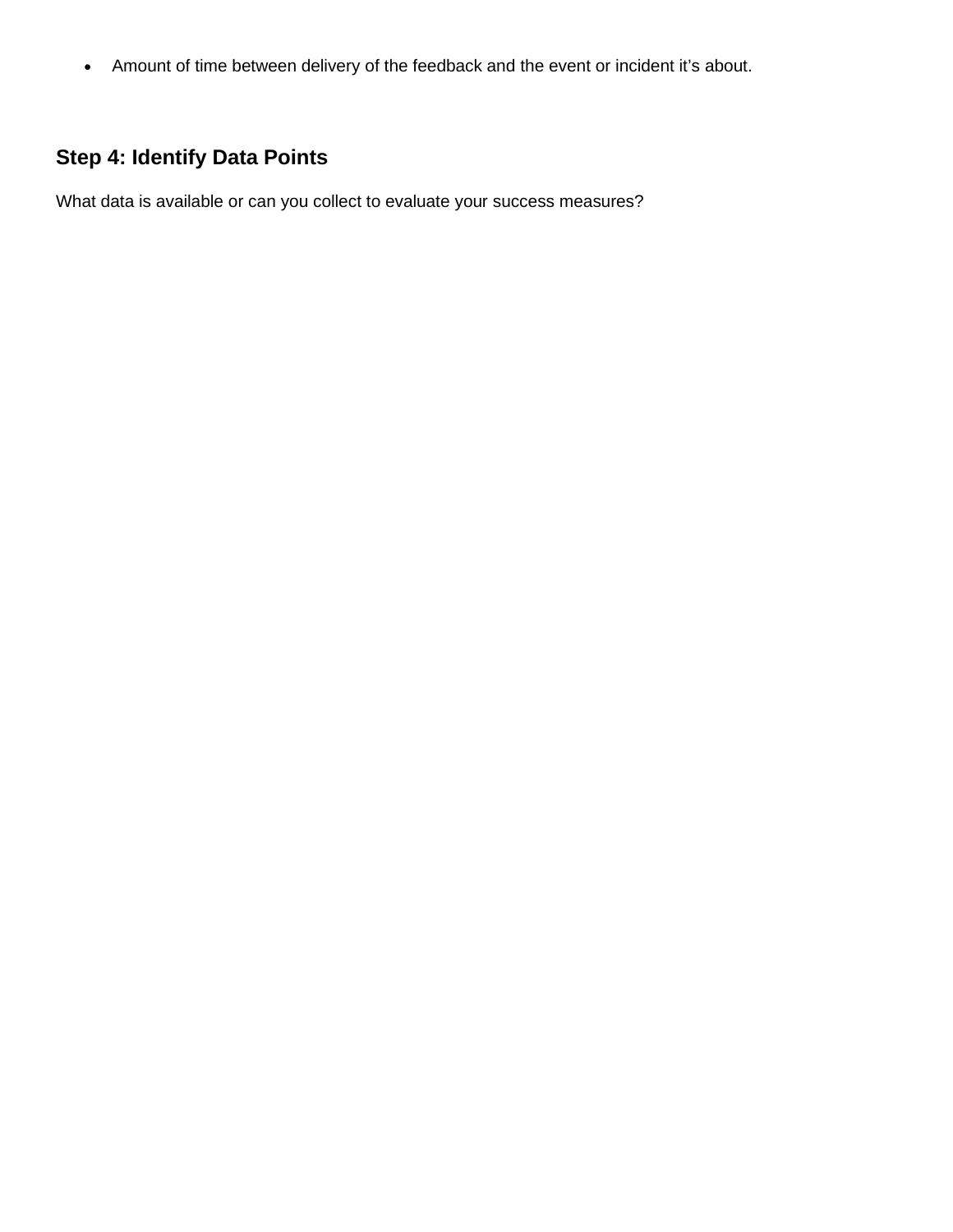- Amount of time between delivery of the feedback and the event or incident it’s about.

## Step 4: Identify Data Points

What data is available or can you collect to evaluate your success measures?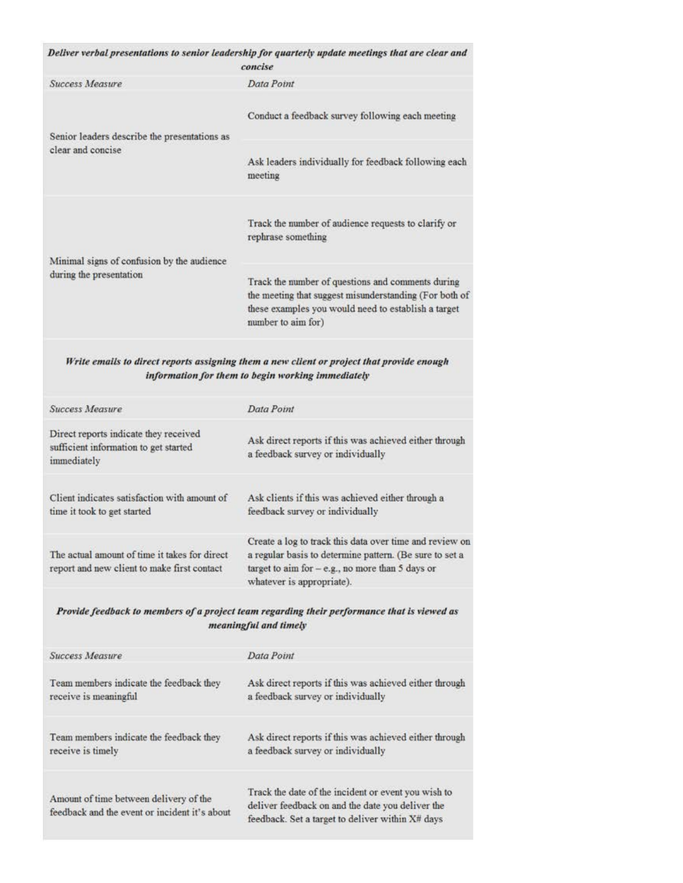***Deliver verbal presentations to senior leadership for quarterly update meetings that are clear and concise***

| *Success Measure* | *Data Point* |
| --- | --- |
| Senior leaders describe the presentations as clear and concise | Conduct a feedback survey following each meeting |
| | Ask leaders individually for feedback following each meeting |
| Minimal signs of confusion by the audience during the presentation | Track the number of audience requests to clarify or rephrase something |
| | Track the number of questions and comments during the meeting that suggest misunderstanding (For both of these examples you would need to establish a target number to aim for) |

***Write emails to direct reports assigning them a new client or project that provide enough information for them to begin working immediately***

| *Success Measure* | *Data Point* |
| --- | --- |
| Direct reports indicate they received sufficient information to get started immediately | Ask direct reports if this was achieved either through a feedback survey or individually |
| Client indicates satisfaction with amount of time it took to get started | Ask clients if this was achieved either through a feedback survey or individually |
| The actual amount of time it takes for direct report and new client to make first contact | Create a log to track this data over time and review on a regular basis to determine pattern. (Be sure to set a target to aim for – e.g., no more than 5 days or whatever is appropriate). |

***Provide feedback to members of a project team regarding their performance that is viewed as meaningful and timely***

| *Success Measure* | *Data Point* |
| --- | --- |
| Team members indicate the feedback they receive is meaningful | Ask direct reports if this was achieved either through a feedback survey or individually |
| Team members indicate the feedback they receive is timely | Ask direct reports if this was achieved either through a feedback survey or individually |
| Amount of time between delivery of the feedback and the event or incident it's about | Track the date of the incident or event you wish to deliver feedback on and the date you deliver the feedback. Set a target to deliver within X# days |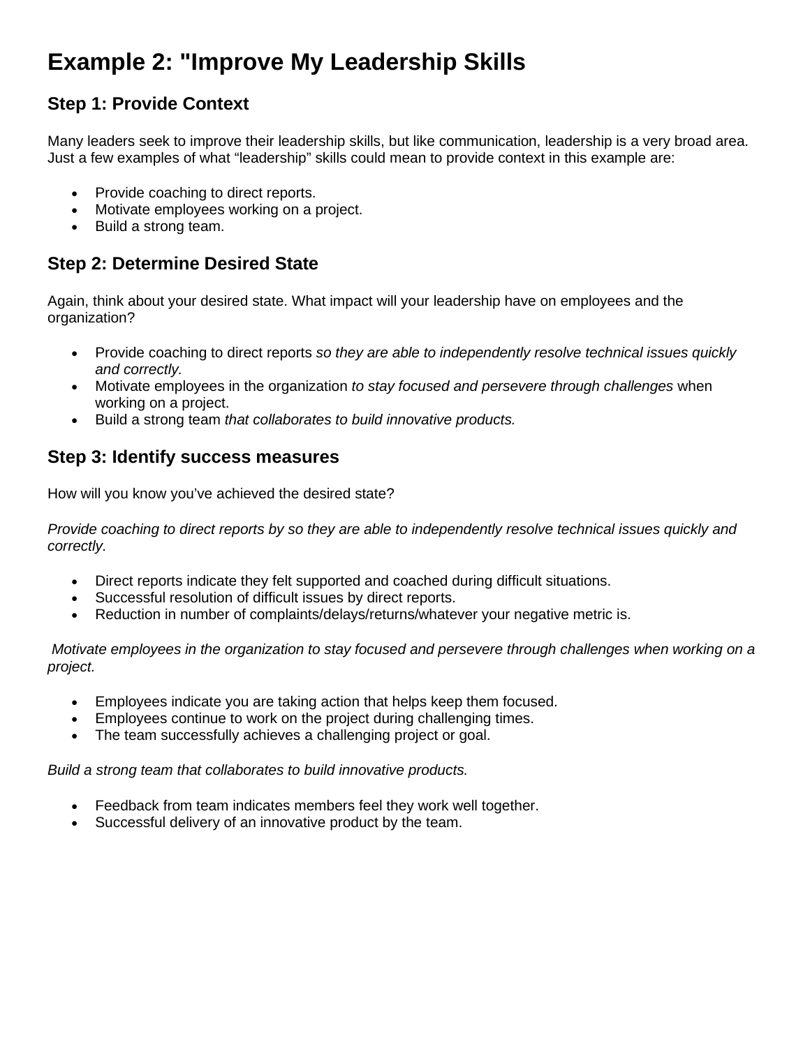# Example 2: "Improve My Leadership Skills

## Step 1: Provide Context

Many leaders seek to improve their leadership skills, but like communication, leadership is a very broad area. Just a few examples of what "leadership" skills could mean to provide context in this example are:

- Provide coaching to direct reports.
- Motivate employees working on a project.
- Build a strong team.

## Step 2: Determine Desired State

Again, think about your desired state. What impact will your leadership have on employees and the organization?

- Provide coaching to direct reports *so they are able to independently resolve technical issues quickly and correctly.*
- Motivate employees in the organization *to stay focused and persevere through challenges* when working on a project.
- Build a strong team *that collaborates to build innovative products.*

## Step 3: Identify success measures

How will you know you've achieved the desired state?

*Provide coaching to direct reports by so they are able to independently resolve technical issues quickly and correctly.*

- Direct reports indicate they felt supported and coached during difficult situations.
- Successful resolution of difficult issues by direct reports.
- Reduction in number of complaints/delays/returns/whatever your negative metric is.

*Motivate employees in the organization to stay focused and persevere through challenges when working on a project.*

- Employees indicate you are taking action that helps keep them focused.
- Employees continue to work on the project during challenging times.
- The team successfully achieves a challenging project or goal.

*Build a strong team that collaborates to build innovative products.*

- Feedback from team indicates members feel they work well together.
- Successful delivery of an innovative product by the team.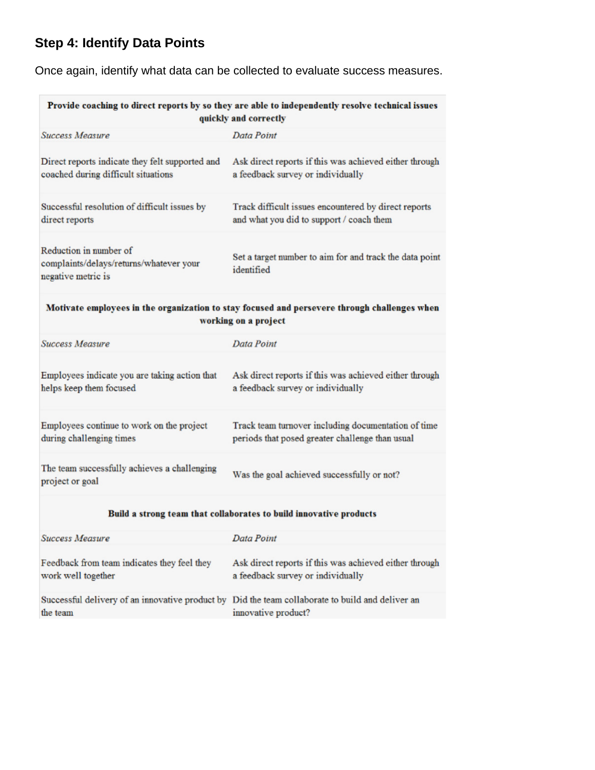### Step 4: Identify Data Points

Once again, identify what data can be collected to evaluate success measures.

| **Provide coaching to direct reports by so they are able to independently resolve technical issues quickly and correctly** | |
|---|---|
| *Success Measure* | *Data Point* |
| Direct reports indicate they felt supported and coached during difficult situations | Ask direct reports if this was achieved either through a feedback survey or individually |
| Successful resolution of difficult issues by direct reports | Track difficult issues encountered by direct reports and what you did to support / coach them |
| Reduction in number of complaints/delays/returns/whatever your negative metric is | Set a target number to aim for and track the data point identified |
| **Motivate employees in the organization to stay focused and persevere through challenges when working on a project** | |
| *Success Measure* | *Data Point* |
| Employees indicate you are taking action that helps keep them focused | Ask direct reports if this was achieved either through a feedback survey or individually |
| Employees continue to work on the project during challenging times | Track team turnover including documentation of time periods that posed greater challenge than usual |
| The team successfully achieves a challenging project or goal | Was the goal achieved successfully or not? |
| **Build a strong team that collaborates to build innovative products** | |
| *Success Measure* | *Data Point* |
| Feedback from team indicates they feel they work well together | Ask direct reports if this was achieved either through a feedback survey or individually |
| Successful delivery of an innovative product by the team | Did the team collaborate to build and deliver an innovative product? |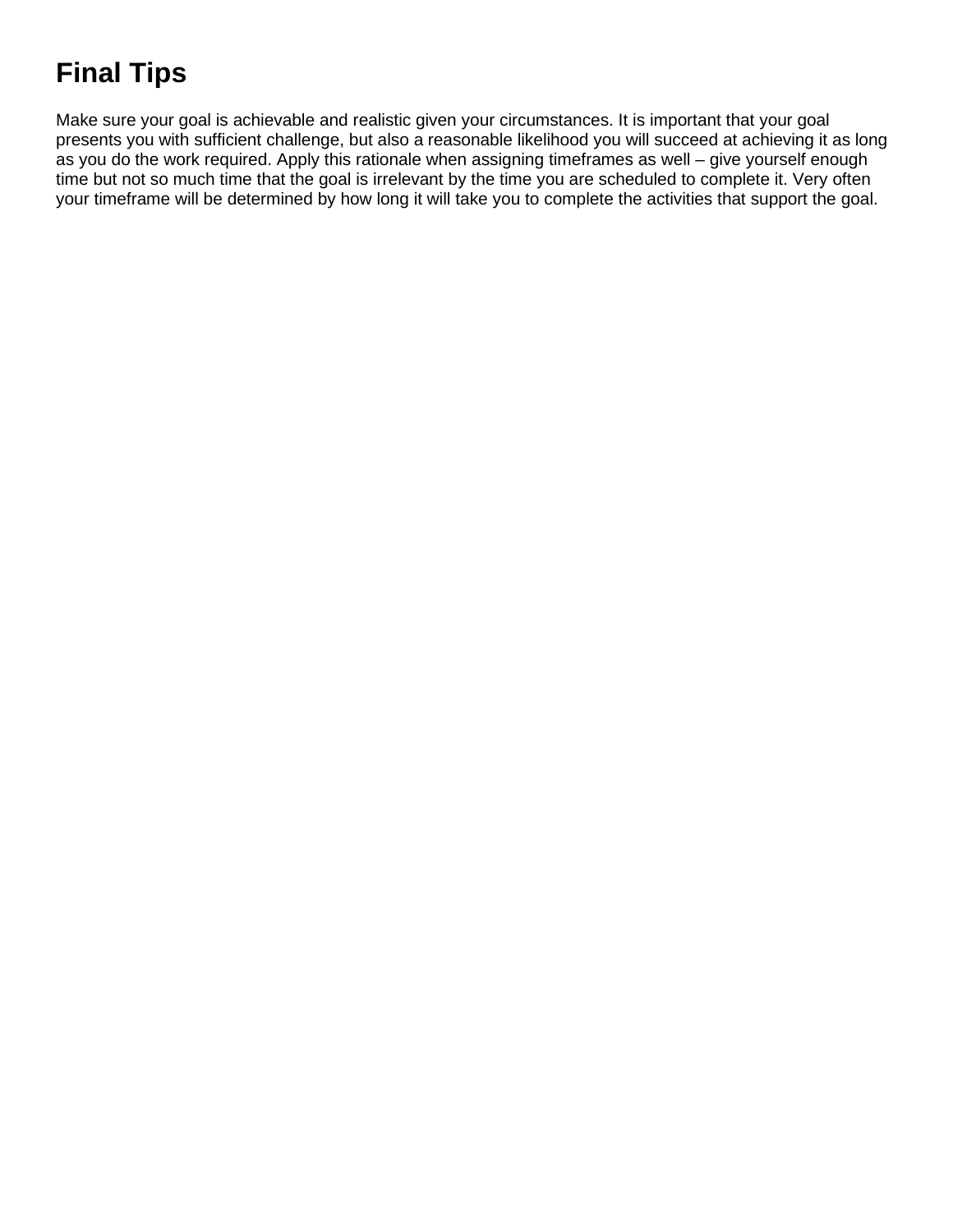# Final Tips

Make sure your goal is achievable and realistic given your circumstances. It is important that your goal presents you with sufficient challenge, but also a reasonable likelihood you will succeed at achieving it as long as you do the work required. Apply this rationale when assigning timeframes as well – give yourself enough time but not so much time that the goal is irrelevant by the time you are scheduled to complete it. Very often your timeframe will be determined by how long it will take you to complete the activities that support the goal.